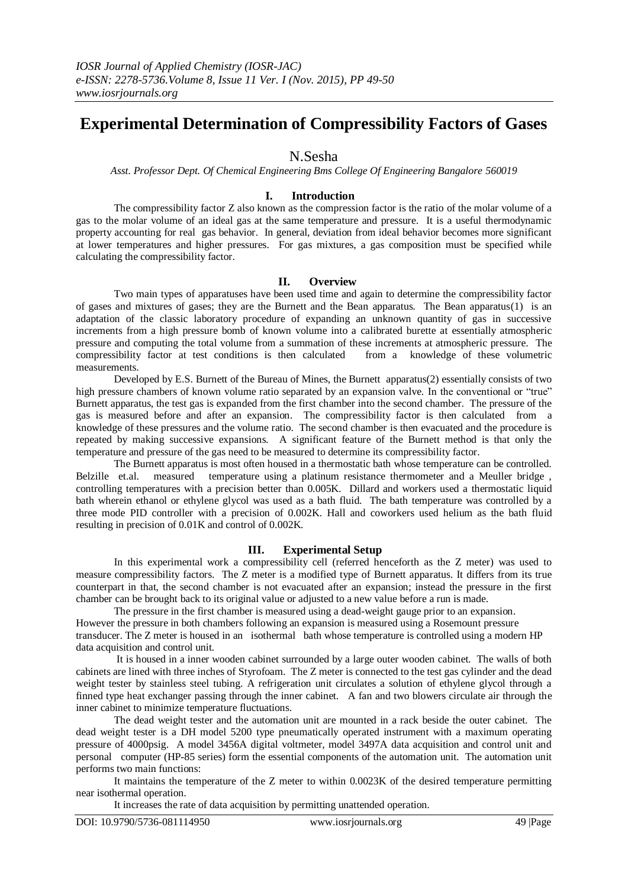# Experimental Determination of Compressibility Factors of Gases

N.Sesha

*Asst. Professor Dept. Of Chemical Engineering Bms College Of Engineering Bangalore 560019*

## I. Introduction

The compressibility factor Z also known as the compression factor is the ratio of the molar volume of a gas to the molar volume of an ideal gas at the same temperature and pressure. It is a useful thermodynamic property accounting for real gas behavior. In general, deviation from ideal behavior becomes more significant at lower temperatures and higher pressures. For gas mixtures, a gas composition must be specified while calculating the compressibility factor.

## II. Overview

Two main types of apparatuses have been used time and again to determine the compressibility factor of gases and mixtures of gases; they are the Burnett and the Bean apparatus. The Bean apparatus(1) is an adaptation of the classic laboratory procedure of expanding an unknown quantity of gas in successive increments from a high pressure bomb of known volume into a calibrated burette at essentially atmospheric pressure and computing the total volume from a summation of these increments at atmospheric pressure. The compressibility factor at test conditions is then calculated from a knowledge of these volumetric measurements.

Developed by E.S. Burnett of the Bureau of Mines, the Burnett apparatus(2) essentially consists of two high pressure chambers of known volume ratio separated by an expansion valve. In the conventional or "true" Burnett apparatus, the test gas is expanded from the first chamber into the second chamber. The pressure of the gas is measured before and after an expansion. The compressibility factor is then calculated from a knowledge of these pressures and the volume ratio. The second chamber is then evacuated and the procedure is repeated by making successive expansions. A significant feature of the Burnett method is that only the temperature and pressure of the gas need to be measured to determine its compressibility factor.

The Burnett apparatus is most often housed in a thermostatic bath whose temperature can be controlled. Belzille et.al. measured temperature using a platinum resistance thermometer and a Meuller bridge , controlling temperatures with a precision better than 0.005K. Dillard and workers used a thermostatic liquid bath wherein ethanol or ethylene glycol was used as a bath fluid. The bath temperature was controlled by a three mode PID controller with a precision of 0.002K. Hall and coworkers used helium as the bath fluid resulting in precision of 0.01K and control of 0.002K.

## III. Experimental Setup

In this experimental work a compressibility cell (referred henceforth as the Z meter) was used to measure compressibility factors. The Z meter is a modified type of Burnett apparatus. It differs from its true counterpart in that, the second chamber is not evacuated after an expansion; instead the pressure in the first chamber can be brought back to its original value or adjusted to a new value before a run is made.

The pressure in the first chamber is measured using a dead-weight gauge prior to an expansion. However the pressure in both chambers following an expansion is measured using a Rosemount pressure transducer. The Z meter is housed in an isothermal bath whose temperature is controlled using a modern HP data acquisition and control unit.

It is housed in a inner wooden cabinet surrounded by a large outer wooden cabinet. The walls of both cabinets are lined with three inches of Styrofoam. The Z meter is connected to the test gas cylinder and the dead weight tester by stainless steel tubing. A refrigeration unit circulates a solution of ethylene glycol through a finned type heat exchanger passing through the inner cabinet. A fan and two blowers circulate air through the inner cabinet to minimize temperature fluctuations.

The dead weight tester and the automation unit are mounted in a rack beside the outer cabinet. The dead weight tester is a DH model 5200 type pneumatically operated instrument with a maximum operating pressure of 4000psig. A model 3456A digital voltmeter, model 3497A data acquisition and control unit and personal computer (HP-85 series) form the essential components of the automation unit. The automation unit performs two main functions:

It maintains the temperature of the Z meter to within 0.0023K of the desired temperature permitting near isothermal operation.

It increases the rate of data acquisition by permitting unattended operation.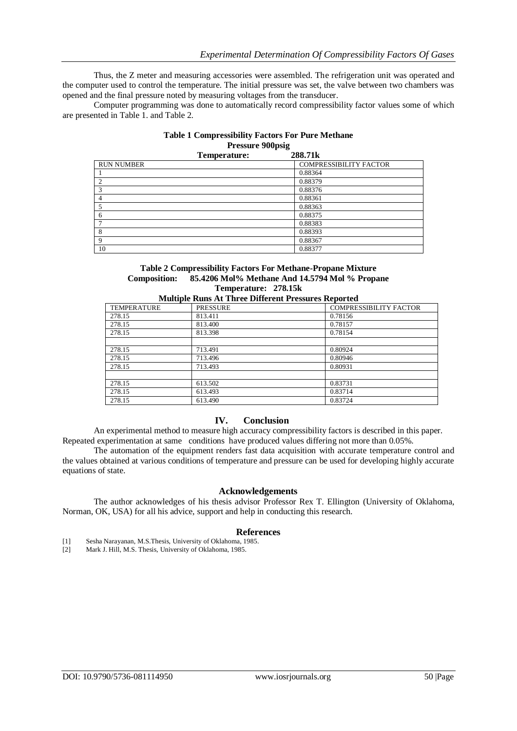Thus, the Z meter and measuring accessories were assembled. The refrigeration unit was operated and the computer used to control the temperature. The initial pressure was set, the valve between two chambers was opened and the final pressure noted by measuring voltages from the transducer.

Computer programming was done to automatically record compressibility factor values some of which are presented in Table 1. and Table 2.

**Table 1 Compressibility Factors For Pure Methane**
**Pressure 900psig**
**Temperature: 288.71k**

| RUN NUMBER | COMPRESSIBILITY FACTOR |
|---|---|
| 1 | 0.88364 |
| 2 | 0.88379 |
| 3 | 0.88376 |
| 4 | 0.88361 |
| 5 | 0.88363 |
| 6 | 0.88375 |
| 7 | 0.88383 |
| 8 | 0.88393 |
| 9 | 0.88367 |
| 10 | 0.88377 |

**Table 2 Compressibility Factors For Methane-Propane Mixture**
**Composition: 85.4206 Mol% Methane And 14.5794 Mol % Propane**
**Temperature: 278.15k**
**Multiple Runs At Three Different Pressures Reported**

| TEMPERATURE | PRESSURE | COMPRESSIBILITY FACTOR |
|---|---|---|
| 278.15 | 813.411 | 0.78156 |
| 278.15 | 813.400 | 0.78157 |
| 278.15 | 813.398 | 0.78154 |
| | | |
| 278.15 | 713.491 | 0.80924 |
| 278.15 | 713.496 | 0.80946 |
| 278.15 | 713.493 | 0.80931 |
| | | |
| 278.15 | 613.502 | 0.83731 |
| 278.15 | 613.493 | 0.83714 |
| 278.15 | 613.490 | 0.83724 |

## IV. Conclusion

An experimental method to measure high accuracy compressibility factors is described in this paper. Repeated experimentation at same conditions have produced values differing not more than 0.05%.

The automation of the equipment renders fast data acquisition with accurate temperature control and the values obtained at various conditions of temperature and pressure can be used for developing highly accurate equations of state.

## Acknowledgements

The author acknowledges of his thesis advisor Professor Rex T. Ellington (University of Oklahoma, Norman, OK, USA) for all his advice, support and help in conducting this research.

## References

[1] Sesha Narayanan, M.S.Thesis, University of Oklahoma, 1985.

[2] Mark J. Hill, M.S. Thesis, University of Oklahoma, 1985.